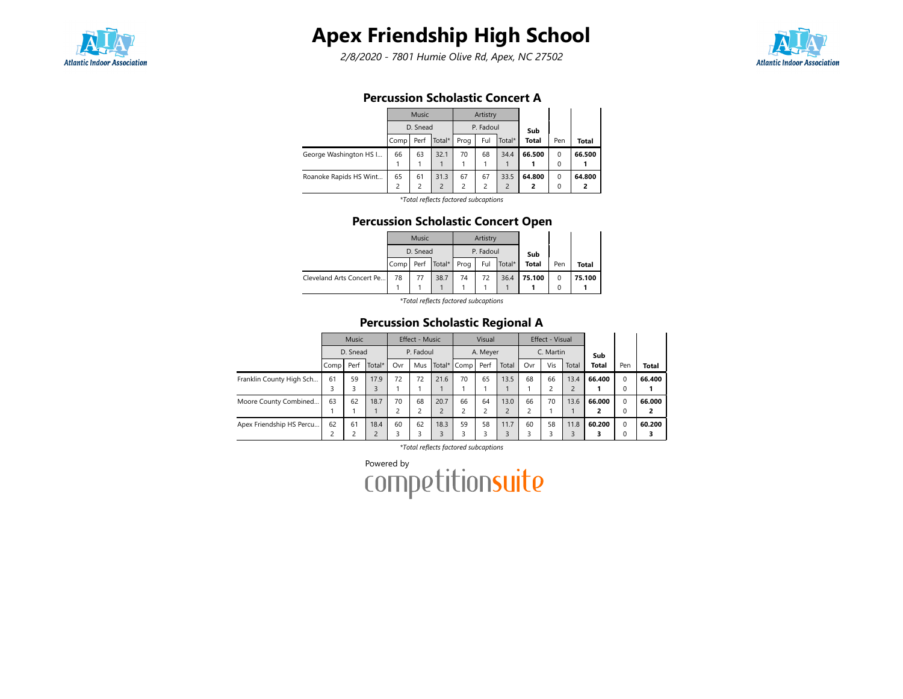# Apex Friendship High School

*2/8/2020 - 7801 Humie Olive Rd, Apex, NC 27502*

## Percussion Scholastic Concert A

| | Music | | | Artistry | | | Sub Total | Pen | Total |
|---|---|---|---|---|---|---|---|---|---|
| | D. Snead | | | P. Fadoul | | | | | |
| | Comp | Perf | Total* | Prog | Ful | Total* | | | |
| George Washington HS I... | 66<br>1 | 63<br>1 | 32.1<br>1 | 70<br>1 | 68<br>1 | 34.4<br>1 | **66.500**<br>**1** | 0<br>0 | **66.500**<br>**1** |
| Roanoke Rapids HS Wint... | 65<br>2 | 61<br>2 | 31.3<br>2 | 67<br>2 | 67<br>2 | 33.5<br>2 | **64.800**<br>**2** | 0<br>0 | **64.800**<br>**2** |

*\*Total reflects factored subcaptions*

## Percussion Scholastic Concert Open

| | Music | | | Artistry | | | Sub Total | Pen | Total |
|---|---|---|---|---|---|---|---|---|---|
| | D. Snead | | | P. Fadoul | | | | | |
| | Comp | Perf | Total* | Prog | Ful | Total* | | | |
| Cleveland Arts Concert Pe... | 78<br>1 | 77<br>1 | 38.7<br>1 | 74<br>1 | 72<br>1 | 36.4<br>1 | **75.100**<br>**1** | 0<br>0 | **75.100**<br>**1** |

*\*Total reflects factored subcaptions*

## Percussion Scholastic Regional A

| | Music | | | Effect - Music | | | Visual | | | Effect - Visual | | | Sub Total | Pen | Total |
|---|---|---|---|---|---|---|---|---|---|---|---|---|---|---|---|
| | D. Snead | | | P. Fadoul | | | A. Meyer | | | C. Martin | | | | | |
| | Comp | Perf | Total* | Ovr | Mus | Total* | Comp | Perf | Total | Ovr | Vis | Total | | | |
| Franklin County High Sch... | 61<br>3 | 59<br>3 | 17.9<br>3 | 72<br>1 | 72<br>1 | 21.6<br>1 | 70<br>1 | 65<br>1 | 13.5<br>1 | 68<br>1 | 66<br>2 | 13.4<br>2 | **66.400**<br>**1** | 0<br>0 | **66.400**<br>**1** |
| Moore County Combined... | 63<br>1 | 62<br>1 | 18.7<br>1 | 70<br>2 | 68<br>2 | 20.7<br>2 | 66<br>2 | 64<br>2 | 13.0<br>2 | 66<br>2 | 70<br>1 | 13.6<br>1 | **66.000**<br>**2** | 0<br>0 | **66.000**<br>**2** |
| Apex Friendship HS Percu... | 62<br>2 | 61<br>2 | 18.4<br>2 | 60<br>3 | 62<br>3 | 18.3<br>3 | 59<br>3 | 58<br>3 | 11.7<br>3 | 60<br>3 | 58<br>3 | 11.8<br>3 | **60.200**<br>**3** | 0<br>0 | **60.200**<br>**3** |

*\*Total reflects factored subcaptions*

Powered by competitionsuite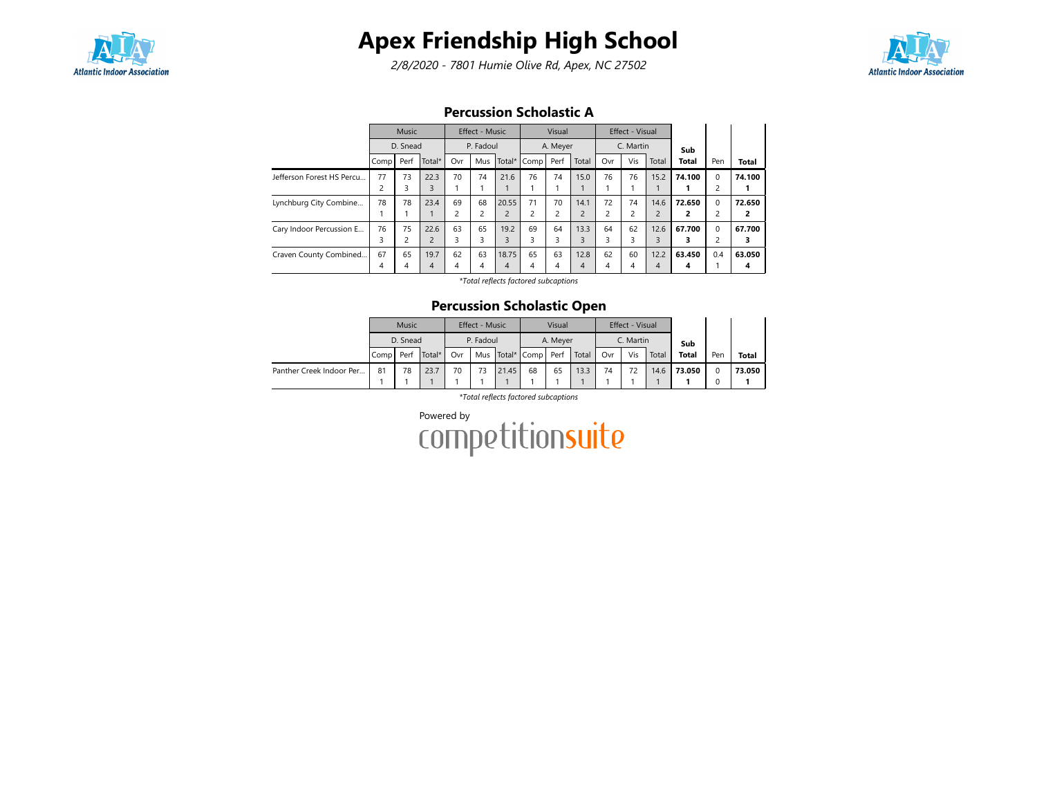# Apex Friendship High School

*2/8/2020 - 7801 Humie Olive Rd, Apex, NC 27502*

## Percussion Scholastic A

| | Music | | | Effect - Music | | | Visual | | | Effect - Visual | | | Sub | | |
|---|---|---|---|---|---|---|---|---|---|---|---|---|---|---|---|
| | D. Snead | | | P. Fadoul | | | A. Meyer | | | C. Martin | | | | | |
| | Comp | Perf | Total* | Ovr | Mus | Total* | Comp | Perf | Total | Ovr | Vis | Total | Total | Pen | Total |
| Jefferson Forest HS Percu... | 77<br>2 | 73<br>3 | 22.3<br>3 | 70<br>1 | 74<br>1 | 21.6<br>1 | 76<br>1 | 74<br>1 | 15.0<br>1 | 76<br>1 | 76<br>1 | 15.2<br>1 | **74.100**<br>**1** | 0<br>2 | **74.100**<br>**1** |
| Lynchburg City Combine... | 78<br>1 | 78<br>1 | 23.4<br>1 | 69<br>2 | 68<br>2 | 20.55<br>2 | 71<br>2 | 70<br>2 | 14.1<br>2 | 72<br>2 | 74<br>2 | 14.6<br>2 | **72.650**<br>**2** | 0<br>2 | **72.650**<br>**2** |
| Cary Indoor Percussion E... | 76<br>3 | 75<br>2 | 22.6<br>2 | 63<br>3 | 65<br>3 | 19.2<br>3 | 69<br>3 | 64<br>3 | 13.3<br>3 | 64<br>3 | 62<br>3 | 12.6<br>3 | **67.700**<br>**3** | 0<br>2 | **67.700**<br>**3** |
| Craven County Combined... | 67<br>4 | 65<br>4 | 19.7<br>4 | 62<br>4 | 63<br>4 | 18.75<br>4 | 65<br>4 | 63<br>4 | 12.8<br>4 | 62<br>4 | 60<br>4 | 12.2<br>4 | **63.450**<br>**4** | 0.4<br>1 | **63.050**<br>**4** |

*Total reflects factored subcaptions

## Percussion Scholastic Open

| | Music | | | Effect - Music | | | Visual | | | Effect - Visual | | | Sub | | |
|---|---|---|---|---|---|---|---|---|---|---|---|---|---|---|---|
| | D. Snead | | | P. Fadoul | | | A. Meyer | | | C. Martin | | | | | |
| | Comp | Perf | Total* | Ovr | Mus | Total* | Comp | Perf | Total | Ovr | Vis | Total | Total | Pen | Total |
| Panther Creek Indoor Per... | 81<br>1 | 78<br>1 | 23.7<br>1 | 70<br>1 | 73<br>1 | 21.45<br>1 | 68<br>1 | 65<br>1 | 13.3<br>1 | 74<br>1 | 72<br>1 | 14.6<br>1 | **73.050**<br>**1** | 0<br>0 | **73.050**<br>**1** |

*Total reflects factored subcaptions

Powered by competitionsuite